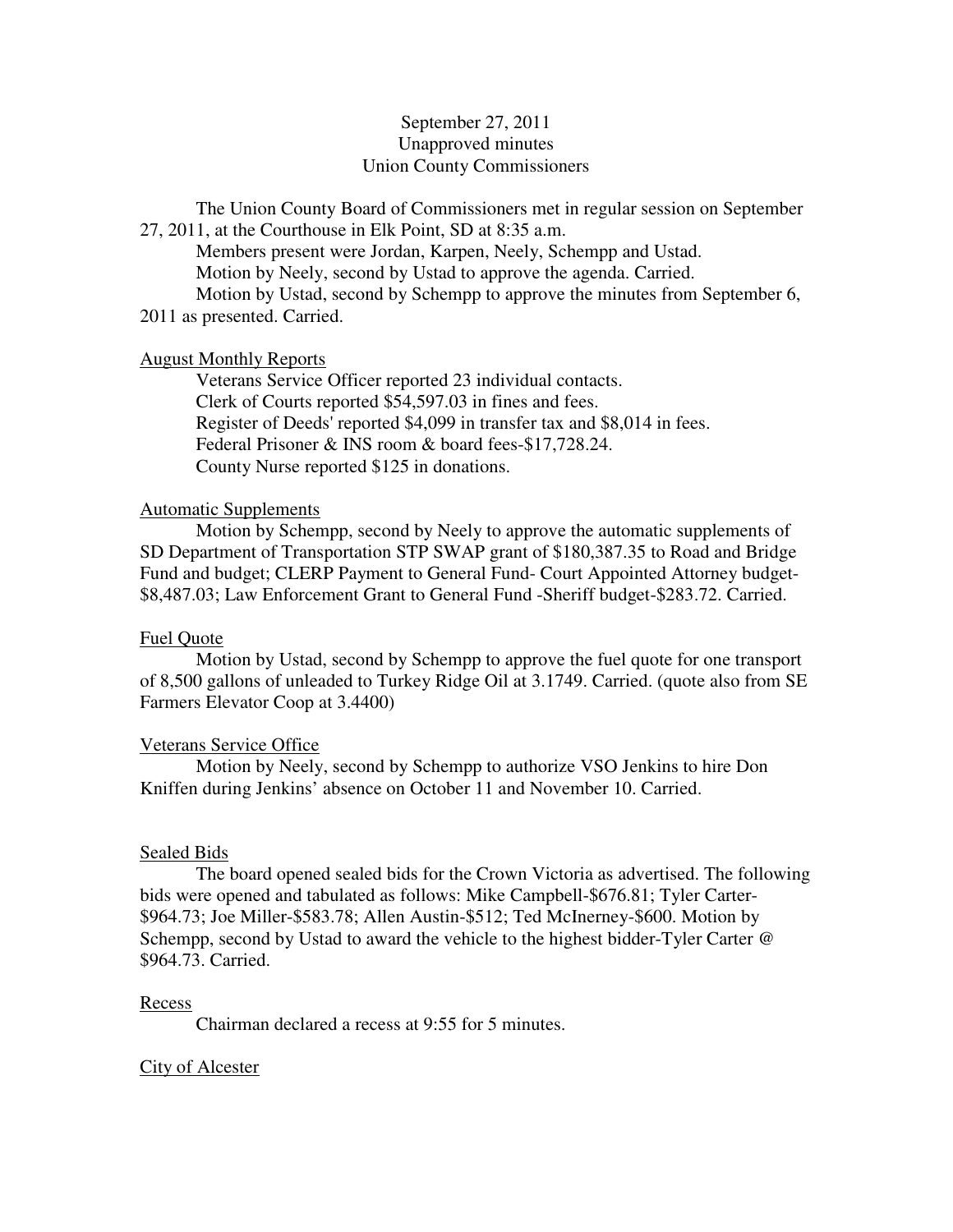September 27, 2011
Unapproved minutes
Union County Commissioners

The Union County Board of Commissioners met in regular session on September 27, 2011, at the Courthouse in Elk Point, SD at 8:35 a.m.

Members present were Jordan, Karpen, Neely, Schempp and Ustad.

Motion by Neely, second by Ustad to approve the agenda. Carried.

Motion by Ustad, second by Schempp to approve the minutes from September 6, 2011 as presented. Carried.

## August Monthly Reports

Veterans Service Officer reported 23 individual contacts.
Clerk of Courts reported $54,597.03 in fines and fees.
Register of Deeds' reported $4,099 in transfer tax and $8,014 in fees.
Federal Prisoner & INS room & board fees-$17,728.24.
County Nurse reported $125 in donations.

## Automatic Supplements

Motion by Schempp, second by Neely to approve the automatic supplements of SD Department of Transportation STP SWAP grant of $180,387.35 to Road and Bridge Fund and budget; CLERP Payment to General Fund- Court Appointed Attorney budget-$8,487.03; Law Enforcement Grant to General Fund -Sheriff budget-$283.72. Carried.

## Fuel Quote

Motion by Ustad, second by Schempp to approve the fuel quote for one transport of 8,500 gallons of unleaded to Turkey Ridge Oil at 3.1749. Carried. (quote also from SE Farmers Elevator Coop at 3.4400)

## Veterans Service Office

Motion by Neely, second by Schempp to authorize VSO Jenkins to hire Don Kniffen during Jenkins' absence on October 11 and November 10. Carried.

## Sealed Bids

The board opened sealed bids for the Crown Victoria as advertised. The following bids were opened and tabulated as follows: Mike Campbell-$676.81; Tyler Carter-$964.73; Joe Miller-$583.78; Allen Austin-$512; Ted McInerney-$600. Motion by Schempp, second by Ustad to award the vehicle to the highest bidder-Tyler Carter @ $964.73. Carried.

## Recess

Chairman declared a recess at 9:55 for 5 minutes.

## City of Alcester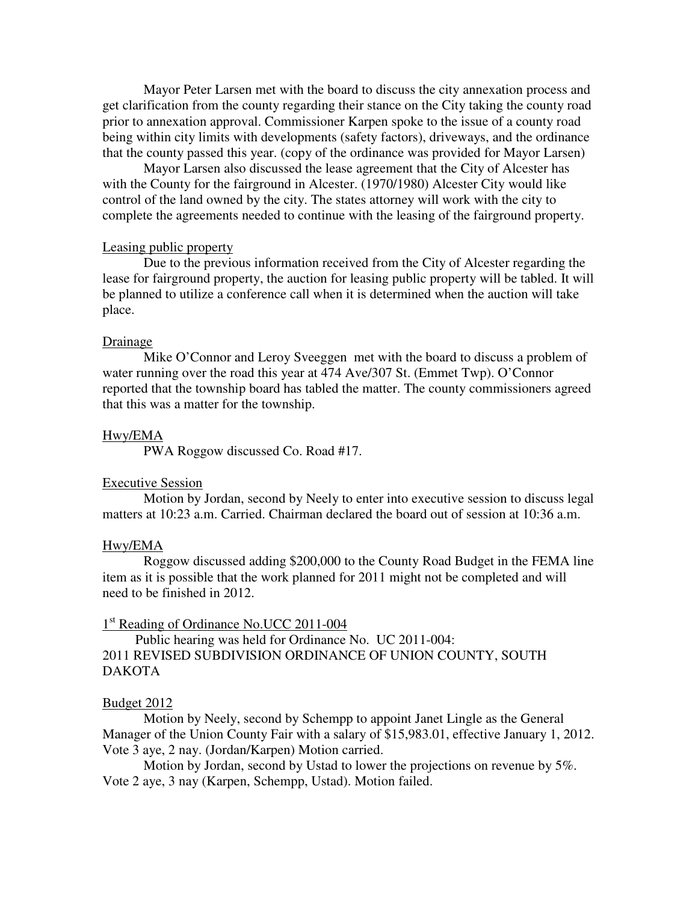Mayor Peter Larsen met with the board to discuss the city annexation process and get clarification from the county regarding their stance on the City taking the county road prior to annexation approval. Commissioner Karpen spoke to the issue of a county road being within city limits with developments (safety factors), driveways, and the ordinance that the county passed this year. (copy of the ordinance was provided for Mayor Larsen)

Mayor Larsen also discussed the lease agreement that the City of Alcester has with the County for the fairground in Alcester. (1970/1980) Alcester City would like control of the land owned by the city. The states attorney will work with the city to complete the agreements needed to continue with the leasing of the fairground property.

Leasing public property

Due to the previous information received from the City of Alcester regarding the lease for fairground property, the auction for leasing public property will be tabled. It will be planned to utilize a conference call when it is determined when the auction will take place.

Drainage

Mike O'Connor and Leroy Sveeggen met with the board to discuss a problem of water running over the road this year at 474 Ave/307 St. (Emmet Twp). O'Connor reported that the township board has tabled the matter. The county commissioners agreed that this was a matter for the township.

Hwy/EMA

PWA Roggow discussed Co. Road #17.

Executive Session

Motion by Jordan, second by Neely to enter into executive session to discuss legal matters at 10:23 a.m. Carried. Chairman declared the board out of session at 10:36 a.m.

Hwy/EMA

Roggow discussed adding $200,000 to the County Road Budget in the FEMA line item as it is possible that the work planned for 2011 might not be completed and will need to be finished in 2012.

1st Reading of Ordinance No.UCC 2011-004

Public hearing was held for Ordinance No. UC 2011-004:
2011 REVISED SUBDIVISION ORDINANCE OF UNION COUNTY, SOUTH DAKOTA

Budget 2012

Motion by Neely, second by Schempp to appoint Janet Lingle as the General Manager of the Union County Fair with a salary of $15,983.01, effective January 1, 2012. Vote 3 aye, 2 nay. (Jordan/Karpen) Motion carried.

Motion by Jordan, second by Ustad to lower the projections on revenue by 5%. Vote 2 aye, 3 nay (Karpen, Schempp, Ustad). Motion failed.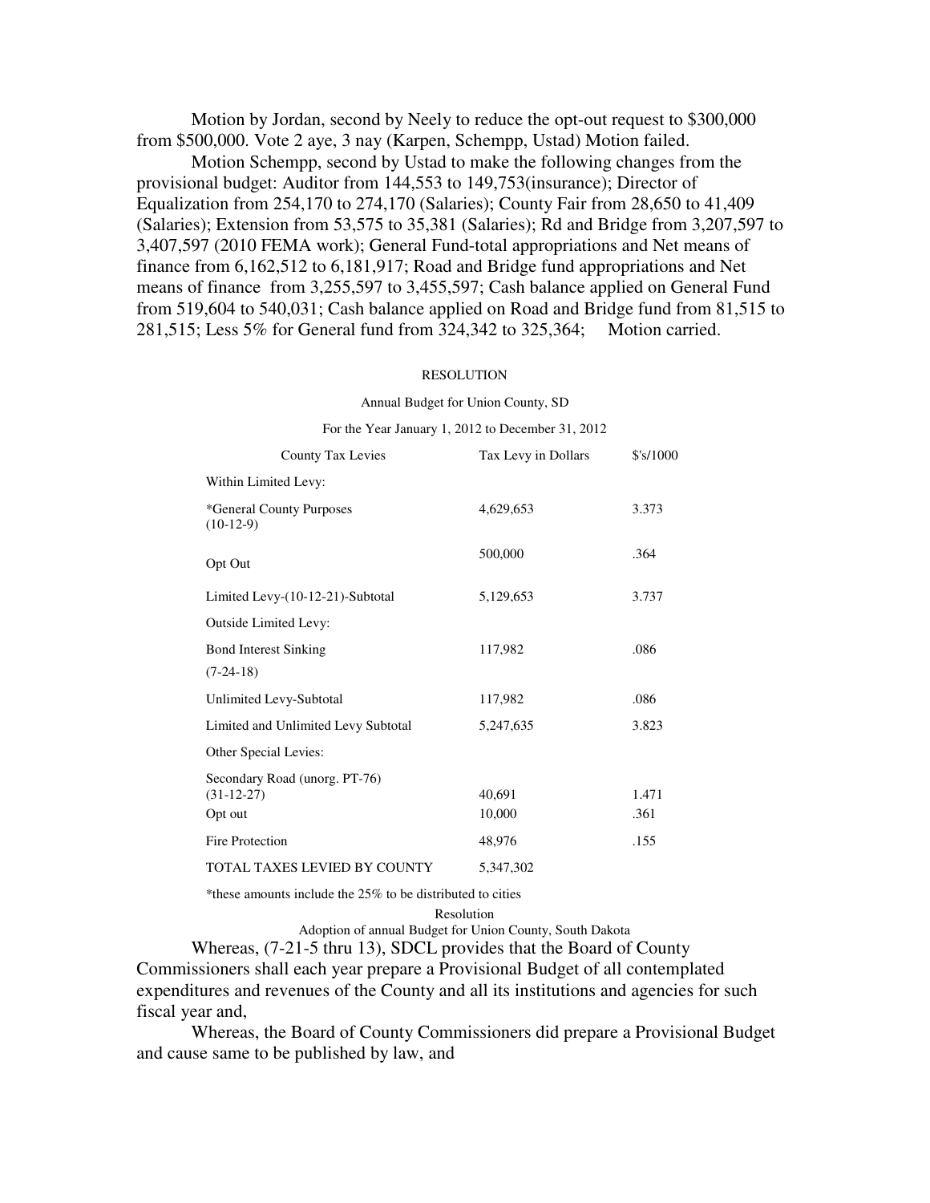Motion by Jordan, second by Neely to reduce the opt-out request to $300,000 from $500,000. Vote 2 aye, 3 nay (Karpen, Schempp, Ustad) Motion failed.

Motion Schempp, second by Ustad to make the following changes from the provisional budget: Auditor from 144,553 to 149,753(insurance); Director of Equalization from 254,170 to 274,170 (Salaries); County Fair from 28,650 to 41,409 (Salaries); Extension from 53,575 to 35,381 (Salaries); Rd and Bridge from 3,207,597 to 3,407,597 (2010 FEMA work); General Fund-total appropriations and Net means of finance from 6,162,512 to 6,181,917; Road and Bridge fund appropriations and Net means of finance from 3,255,597 to 3,455,597; Cash balance applied on General Fund from 519,604 to 540,031; Cash balance applied on Road and Bridge fund from 81,515 to 281,515; Less 5% for General fund from 324,342 to 325,364; Motion carried.

RESOLUTION

Annual Budget for Union County, SD

For the Year January 1, 2012 to December 31, 2012

| County Tax Levies | Tax Levy in Dollars | $'s/1000 |
|---|---|---|
| Within Limited Levy: | | |
| *General County Purposes (10-12-9) | 4,629,653 | 3.373 |
| Opt Out | 500,000 | .364 |
| Limited Levy-(10-12-21)-Subtotal | 5,129,653 | 3.737 |
| Outside Limited Levy: | | |
| Bond Interest Sinking (7-24-18) | 117,982 | .086 |
| Unlimited Levy-Subtotal | 117,982 | .086 |
| Limited and Unlimited Levy Subtotal | 5,247,635 | 3.823 |
| Other Special Levies: | | |
| Secondary Road (unorg. PT-76) (31-12-27) | 40,691 | 1.471 |
| Opt out | 10,000 | .361 |
| Fire Protection | 48,976 | .155 |
| TOTAL TAXES LEVIED BY COUNTY | 5,347,302 | |

*these amounts include the 25% to be distributed to cities

Resolution

Adoption of annual Budget for Union County, South Dakota

Whereas, (7-21-5 thru 13), SDCL provides that the Board of County Commissioners shall each year prepare a Provisional Budget of all contemplated expenditures and revenues of the County and all its institutions and agencies for such fiscal year and,

Whereas, the Board of County Commissioners did prepare a Provisional Budget and cause same to be published by law, and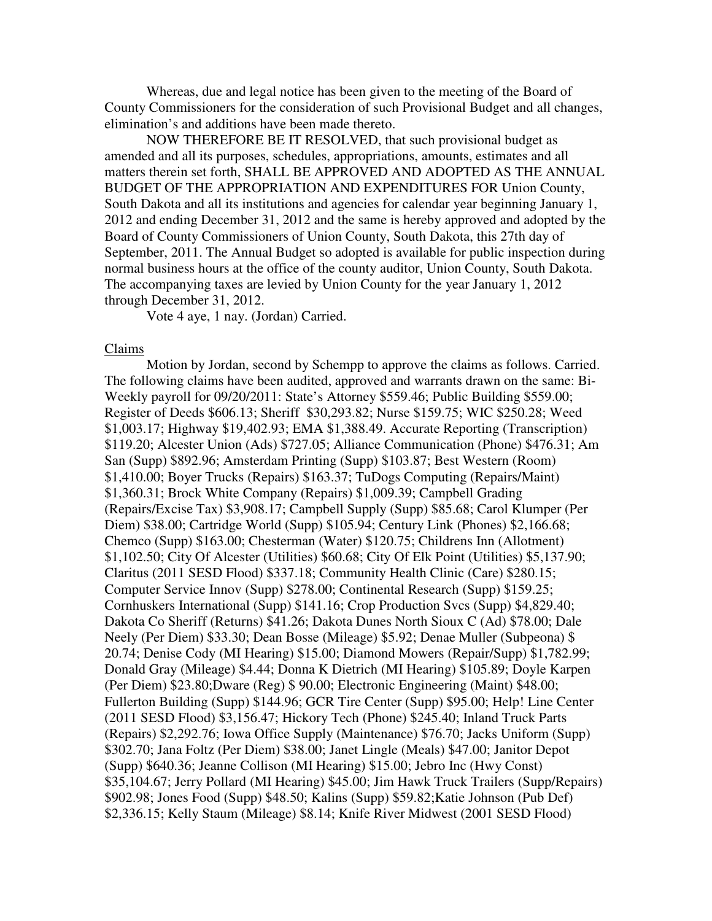Whereas, due and legal notice has been given to the meeting of the Board of County Commissioners for the consideration of such Provisional Budget and all changes, elimination's and additions have been made thereto.

NOW THEREFORE BE IT RESOLVED, that such provisional budget as amended and all its purposes, schedules, appropriations, amounts, estimates and all matters therein set forth, SHALL BE APPROVED AND ADOPTED AS THE ANNUAL BUDGET OF THE APPROPRIATION AND EXPENDITURES FOR Union County, South Dakota and all its institutions and agencies for calendar year beginning January 1, 2012 and ending December 31, 2012 and the same is hereby approved and adopted by the Board of County Commissioners of Union County, South Dakota, this 27th day of September, 2011. The Annual Budget so adopted is available for public inspection during normal business hours at the office of the county auditor, Union County, South Dakota. The accompanying taxes are levied by Union County for the year January 1, 2012 through December 31, 2012.

Vote 4 aye, 1 nay. (Jordan) Carried.

Claims

Motion by Jordan, second by Schempp to approve the claims as follows. Carried. The following claims have been audited, approved and warrants drawn on the same: Bi-Weekly payroll for 09/20/2011: State's Attorney $559.46; Public Building $559.00; Register of Deeds $606.13; Sheriff $30,293.82; Nurse $159.75; WIC $250.28; Weed $1,003.17; Highway $19,402.93; EMA $1,388.49. Accurate Reporting (Transcription) $119.20; Alcester Union (Ads) $727.05; Alliance Communication (Phone) $476.31; Am San (Supp) $892.96; Amsterdam Printing (Supp) $103.87; Best Western (Room) $1,410.00; Boyer Trucks (Repairs) $163.37; TuDogs Computing (Repairs/Maint) $1,360.31; Brock White Company (Repairs) $1,009.39; Campbell Grading (Repairs/Excise Tax) $3,908.17; Campbell Supply (Supp) $85.68; Carol Klumper (Per Diem) $38.00; Cartridge World (Supp) $105.94; Century Link (Phones) $2,166.68; Chemco (Supp) $163.00; Chesterman (Water) $120.75; Childrens Inn (Allotment) $1,102.50; City Of Alcester (Utilities) $60.68; City Of Elk Point (Utilities) $5,137.90; Claritus (2011 SESD Flood) $337.18; Community Health Clinic (Care) $280.15; Computer Service Innov (Supp) $278.00; Continental Research (Supp) $159.25; Cornhuskers International (Supp) $141.16; Crop Production Svcs (Supp) $4,829.40; Dakota Co Sheriff (Returns) $41.26; Dakota Dunes North Sioux C (Ad) $78.00; Dale Neely (Per Diem) $33.30; Dean Bosse (Mileage) $5.92; Denae Muller (Subpeona) $ 20.74; Denise Cody (MI Hearing) $15.00; Diamond Mowers (Repair/Supp) $1,782.99; Donald Gray (Mileage) $4.44; Donna K Dietrich (MI Hearing) $105.89; Doyle Karpen (Per Diem) $23.80;Dware (Reg) $ 90.00; Electronic Engineering (Maint) $48.00; Fullerton Building (Supp) $144.96; GCR Tire Center (Supp) $95.00; Help! Line Center (2011 SESD Flood) $3,156.47; Hickory Tech (Phone) $245.40; Inland Truck Parts (Repairs) $2,292.76; Iowa Office Supply (Maintenance) $76.70; Jacks Uniform (Supp) $302.70; Jana Foltz (Per Diem) $38.00; Janet Lingle (Meals) $47.00; Janitor Depot (Supp) $640.36; Jeanne Collison (MI Hearing) $15.00; Jebro Inc (Hwy Const) $35,104.67; Jerry Pollard (MI Hearing) $45.00; Jim Hawk Truck Trailers (Supp/Repairs) $902.98; Jones Food (Supp) $48.50; Kalins (Supp) $59.82;Katie Johnson (Pub Def) $2,336.15; Kelly Staum (Mileage) $8.14; Knife River Midwest (2001 SESD Flood)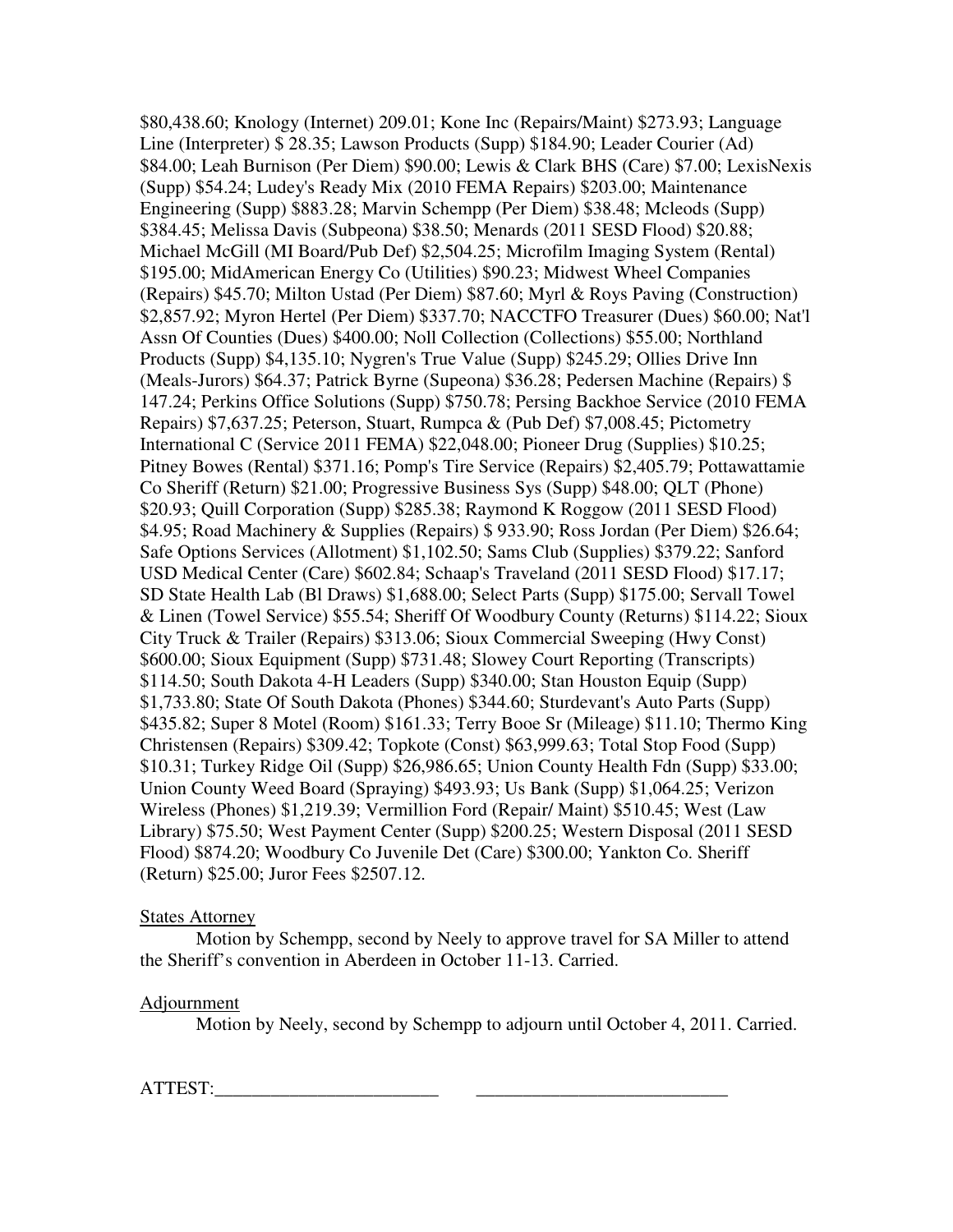$80,438.60; Knology (Internet) 209.01; Kone Inc (Repairs/Maint) $273.93; Language Line (Interpreter) $ 28.35; Lawson Products (Supp) $184.90; Leader Courier (Ad) $84.00; Leah Burnison (Per Diem) $90.00; Lewis & Clark BHS (Care) $7.00; LexisNexis (Supp) $54.24; Ludey's Ready Mix (2010 FEMA Repairs) $203.00; Maintenance Engineering (Supp) $883.28; Marvin Schempp (Per Diem) $38.48; Mcleods (Supp) $384.45; Melissa Davis (Subpeona) $38.50; Menards (2011 SESD Flood) $20.88; Michael McGill (MI Board/Pub Def) $2,504.25; Microfilm Imaging System (Rental) $195.00; MidAmerican Energy Co (Utilities) $90.23; Midwest Wheel Companies (Repairs) $45.70; Milton Ustad (Per Diem) $87.60; Myrl & Roys Paving (Construction) $2,857.92; Myron Hertel (Per Diem) $337.70; NACCTFO Treasurer (Dues) $60.00; Nat'l Assn Of Counties (Dues) $400.00; Noll Collection (Collections) $55.00; Northland Products (Supp) $4,135.10; Nygren's True Value (Supp) $245.29; Ollies Drive Inn (Meals-Jurors) $64.37; Patrick Byrne (Supeona) $36.28; Pedersen Machine (Repairs) $ 147.24; Perkins Office Solutions (Supp) $750.78; Persing Backhoe Service (2010 FEMA Repairs) $7,637.25; Peterson, Stuart, Rumpca & (Pub Def) $7,008.45; Pictometry International C (Service 2011 FEMA) $22,048.00; Pioneer Drug (Supplies) $10.25; Pitney Bowes (Rental) $371.16; Pomp's Tire Service (Repairs) $2,405.79; Pottawattamie Co Sheriff (Return) $21.00; Progressive Business Sys (Supp) $48.00; QLT (Phone) $20.93; Quill Corporation (Supp) $285.38; Raymond K Roggow (2011 SESD Flood) $4.95; Road Machinery & Supplies (Repairs) $ 933.90; Ross Jordan (Per Diem) $26.64; Safe Options Services (Allotment) $1,102.50; Sams Club (Supplies) $379.22; Sanford USD Medical Center (Care) $602.84; Schaap's Traveland (2011 SESD Flood) $17.17; SD State Health Lab (Bl Draws) $1,688.00; Select Parts (Supp) $175.00; Servall Towel & Linen (Towel Service) $55.54; Sheriff Of Woodbury County (Returns) $114.22; Sioux City Truck & Trailer (Repairs) $313.06; Sioux Commercial Sweeping (Hwy Const) $600.00; Sioux Equipment (Supp) $731.48; Slowey Court Reporting (Transcripts) $114.50; South Dakota 4-H Leaders (Supp) $340.00; Stan Houston Equip (Supp) $1,733.80; State Of South Dakota (Phones) $344.60; Sturdevant's Auto Parts (Supp) $435.82; Super 8 Motel (Room) $161.33; Terry Booe Sr (Mileage) $11.10; Thermo King Christensen (Repairs) $309.42; Topkote (Const) $63,999.63; Total Stop Food (Supp) $10.31; Turkey Ridge Oil (Supp) $26,986.65; Union County Health Fdn (Supp) $33.00; Union County Weed Board (Spraying) $493.93; Us Bank (Supp) $1,064.25; Verizon Wireless (Phones) $1,219.39; Vermillion Ford (Repair/ Maint) $510.45; West (Law Library) $75.50; West Payment Center (Supp) $200.25; Western Disposal (2011 SESD Flood) $874.20; Woodbury Co Juvenile Det (Care) $300.00; Yankton Co. Sheriff (Return) $25.00; Juror Fees $2507.12.

States Attorney

Motion by Schempp, second by Neely to approve travel for SA Miller to attend the Sheriff's convention in Aberdeen in October 11-13. Carried.

Adjournment

Motion by Neely, second by Schempp to adjourn until October 4, 2011. Carried.

ATTEST:________________________ ___________________________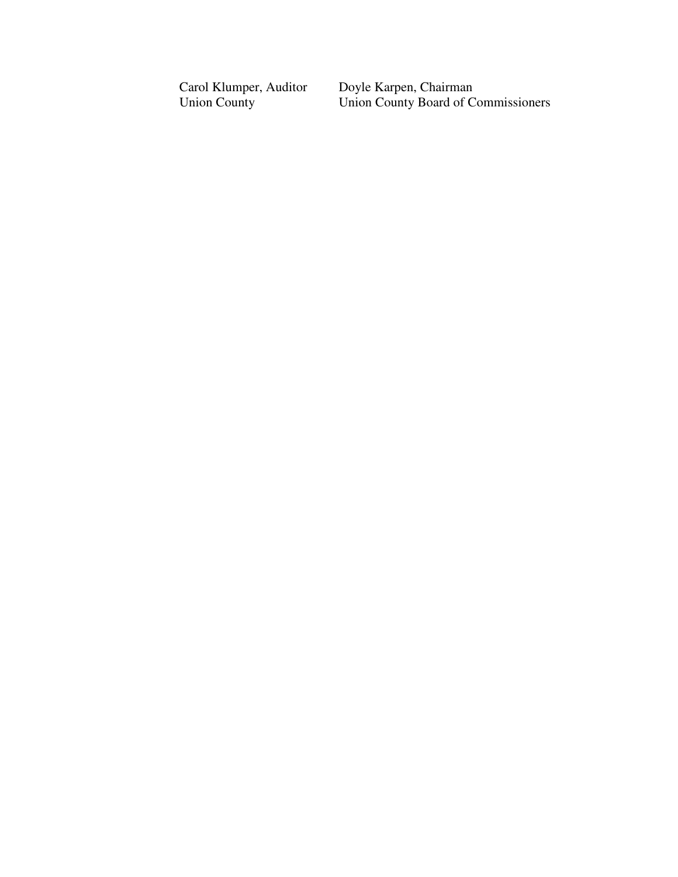Carol Klumper, Auditor
Union County

Doyle Karpen, Chairman
Union County Board of Commissioners